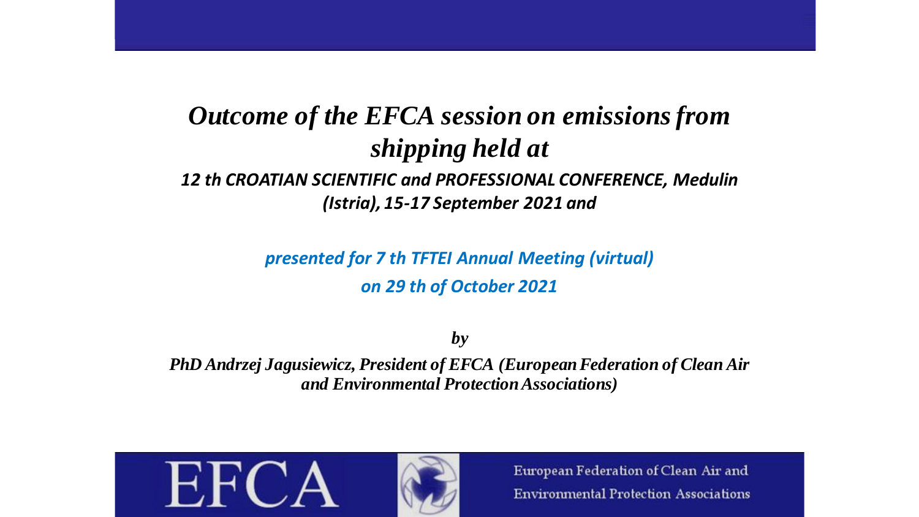# *Outcome of the EFCA session on emissions from shipping held at*

***12 th CROATIAN SCIENTIFIC and PROFESSIONAL CONFERENCE, Medulin (Istria), 15-17 September 2021 and***

***presented for 7 th TFTEI Annual Meeting (virtual) on 29 th of October 2021***

***by***

***PhD Andrzej Jagusiewicz, President of EFCA (European Federation of Clean Air and Environmental Protection Associations)***

EFCA

European Federation of Clean Air and Environmental Protection Associations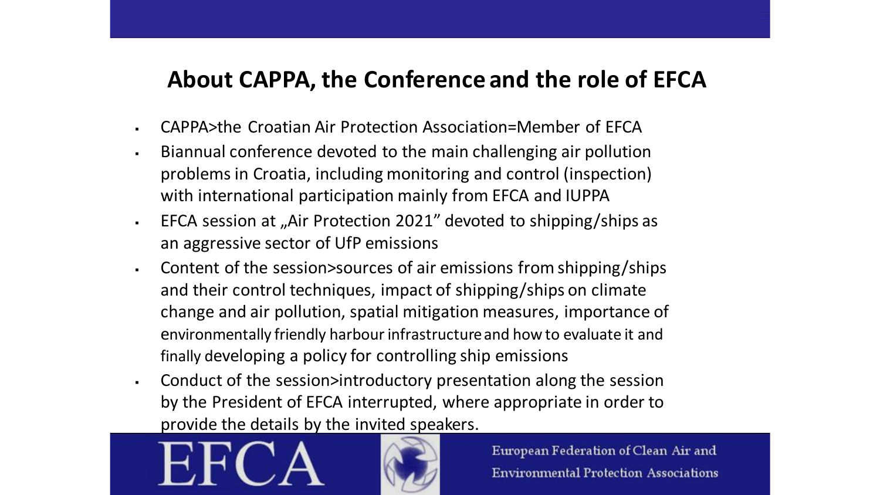## About CAPPA, the Conference and the role of EFCA

- CAPPA>the Croatian Air Protection Association=Member of EFCA
- Biannual conference devoted to the main challenging air pollution problems in Croatia, including monitoring and control (inspection) with international participation mainly from EFCA and IUPPA
- EFCA session at „Air Protection 2021" devoted to shipping/ships as an aggressive sector of UfP emissions
- Content of the session>sources of air emissions from shipping/ships and their control techniques, impact of shipping/ships on climate change and air pollution, spatial mitigation measures, importance of environmentally friendly harbour infrastructure and how to evaluate it and finally developing a policy for controlling ship emissions
- Conduct of the session>introductory presentation along the session by the President of EFCA interrupted, where appropriate in order to provide the details by the invited speakers.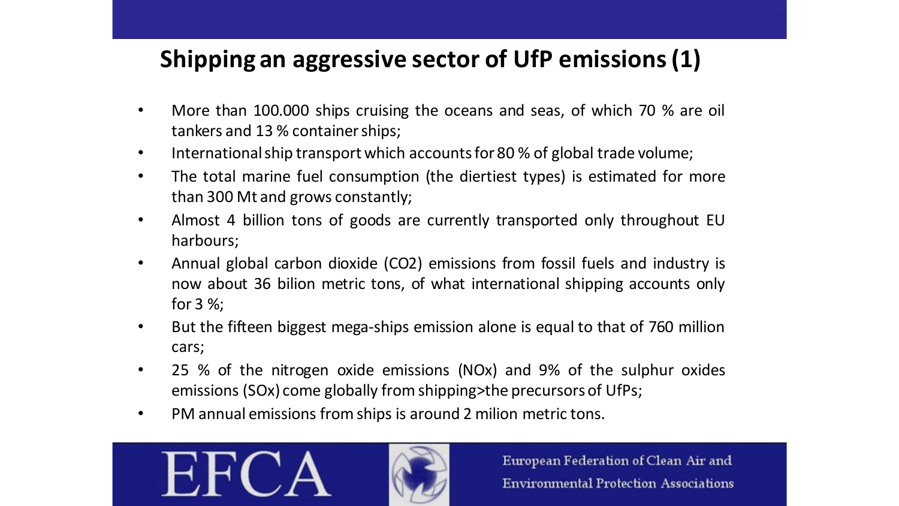## Shipping an aggressive sector of UfP emissions (1)

- More than 100.000 ships cruising the oceans and seas, of which 70 % are oil tankers and 13 % container ships;
- International ship transport which accounts for 80 % of global trade volume;
- The total marine fuel consumption (the diertiest types) is estimated for more than 300 Mt and grows constantly;
- Almost 4 billion tons of goods are currently transported only throughout EU harbours;
- Annual global carbon dioxide ($CO_2$) emissions from fossil fuels and industry is now about 36 bilion metric tons, of what international shipping accounts only for 3 %;
- But the fifteen biggest mega-ships emission alone is equal to that of 760 million cars;
- 25 % of the nitrogen oxide emissions ($NO_x$) and 9% of the sulphur oxides emissions ($SO_x$) come globally from shipping>the precursors of UfPs;
- PM annual emissions from ships is around 2 milion metric tons.

EFCA

European Federation of Clean Air and Environmental Protection Associations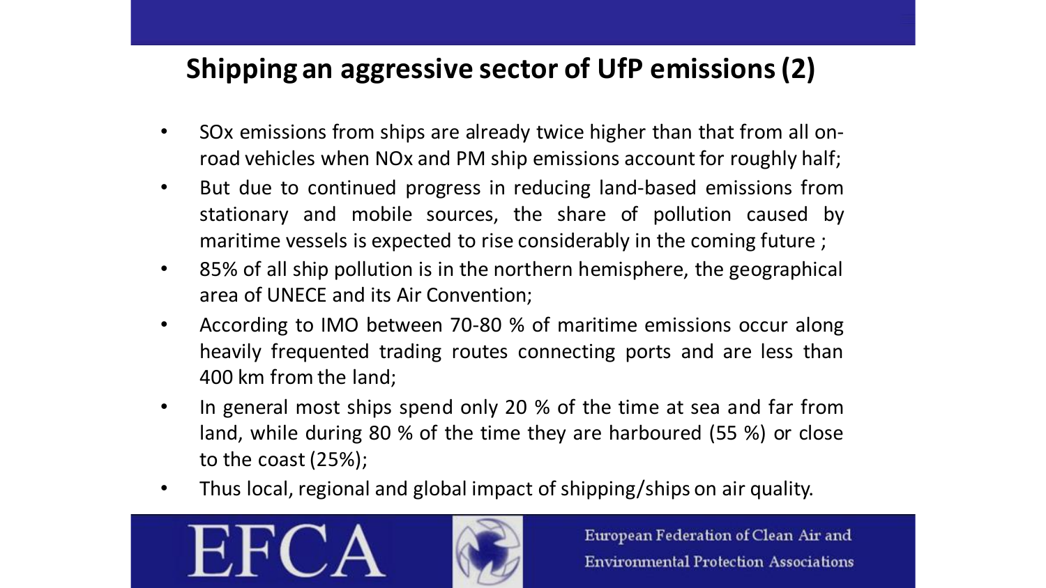## Shipping an aggressive sector of UfP emissions (2)

- SOx emissions from ships are already twice higher than that from all on-road vehicles when NOx and PM ship emissions account for roughly half;
- But due to continued progress in reducing land-based emissions from stationary and mobile sources, the share of pollution caused by maritime vessels is expected to rise considerably in the coming future ;
- 85% of all ship pollution is in the northern hemisphere, the geographical area of UNECE and its Air Convention;
- According to IMO between 70-80 % of maritime emissions occur along heavily frequented trading routes connecting ports and are less than 400 km from the land;
- In general most ships spend only 20 % of the time at sea and far from land, while during 80 % of the time they are harboured (55 %) or close to the coast (25%);
- Thus local, regional and global impact of shipping/ships on air quality.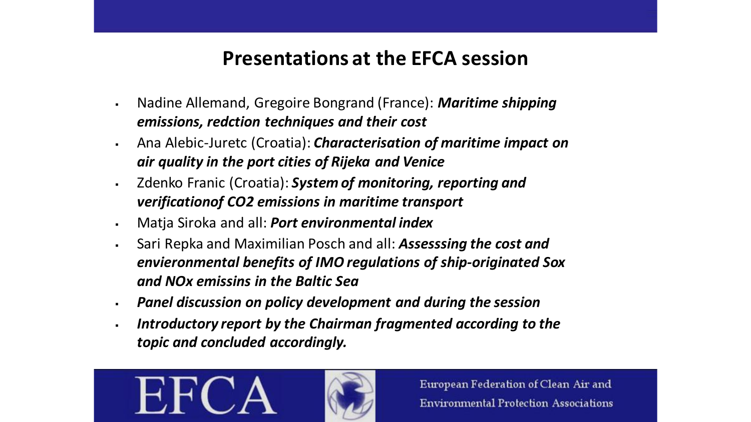## Presentations at the EFCA session

- Nadine Allemand, Gregoire Bongrand (France): ***Maritime shipping emissions, redction techniques and their cost***
- Ana Alebic-Juretc (Croatia): ***Characterisation of maritime impact on air quality in the port cities of Rijeka and Venice***
- Zdenko Franic (Croatia): ***System of monitoring, reporting and verificationof CO2 emissions in maritime transport***
- Matja Siroka and all: ***Port environmental index***
- Sari Repka and Maximilian Posch and all: ***Assesssing the cost and envieronmental benefits of IMO regulations of ship-originated Sox and NOx emissins in the Baltic Sea***
- ***Panel discussion on policy development and during the session***
- ***Introductory report by the Chairman fragmented according to the topic and concluded accordingly.***

EFCA

European Federation of Clean Air and Environmental Protection Associations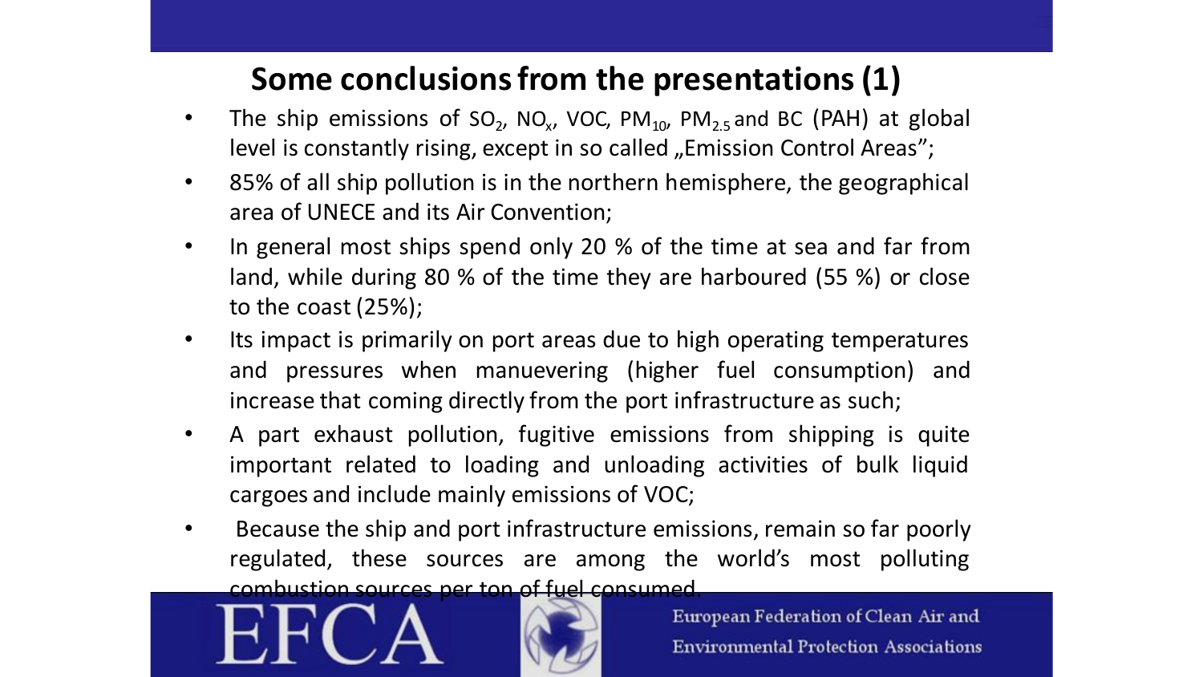# Some conclusions from the presentations (1)

- The ship emissions of $SO_2$, $NO_x$, VOC, $PM_{10}$, $PM_{2.5}$ and BC (PAH) at global level is constantly rising, except in so called „Emission Control Areas";
- 85% of all ship pollution is in the northern hemisphere, the geographical area of UNECE and its Air Convention;
- In general most ships spend only 20 % of the time at sea and far from land, while during 80 % of the time they are harboured (55 %) or close to the coast (25%);
- Its impact is primarily on port areas due to high operating temperatures and pressures when manuevering (higher fuel consumption) and increase that coming directly from the port infrastructure as such;
- A part exhaust pollution, fugitive emissions from shipping is quite important related to loading and unloading activities of bulk liquid cargoes and include mainly emissions of VOC;
- Because the ship and port infrastructure emissions, remain so far poorly regulated, these sources are among the world's most polluting combustion sources per ton of fuel consumed.

EFCA

European Federation of Clean Air and Environmental Protection Associations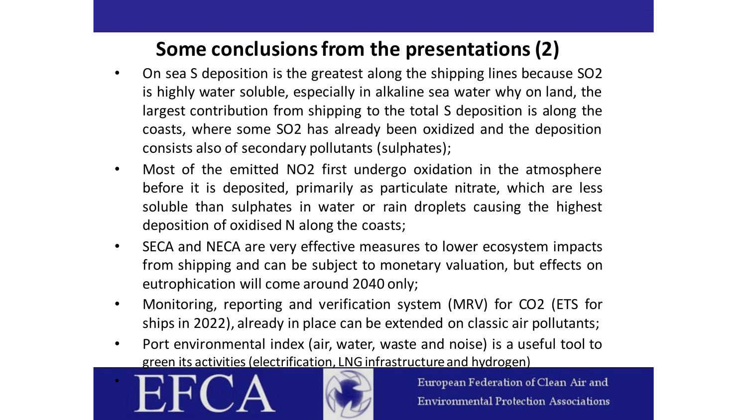## Some conclusions from the presentations (2)

- On sea S deposition is the greatest along the shipping lines because $SO_2$ is highly water soluble, especially in alkaline sea water why on land, the largest contribution from shipping to the total S deposition is along the coasts, where some $SO_2$ has already been oxidized and the deposition consists also of secondary pollutants (sulphates);
- Most of the emitted $NO_2$ first undergo oxidation in the atmosphere before it is deposited, primarily as particulate nitrate, which are less soluble than sulphates in water or rain droplets causing the highest deposition of oxidised N along the coasts;
- SECA and NECA are very effective measures to lower ecosystem impacts from shipping and can be subject to monetary valuation, but effects on eutrophication will come around 2040 only;
- Monitoring, reporting and verification system (MRV) for $CO_2$ (ETS for ships in 2022), already in place can be extended on classic air pollutants;
- Port environmental index (air, water, waste and noise) is a useful tool to green its activities (electrification, LNG infrastructure and hydrogen)

EFCA

European Federation of Clean Air and Environmental Protection Associations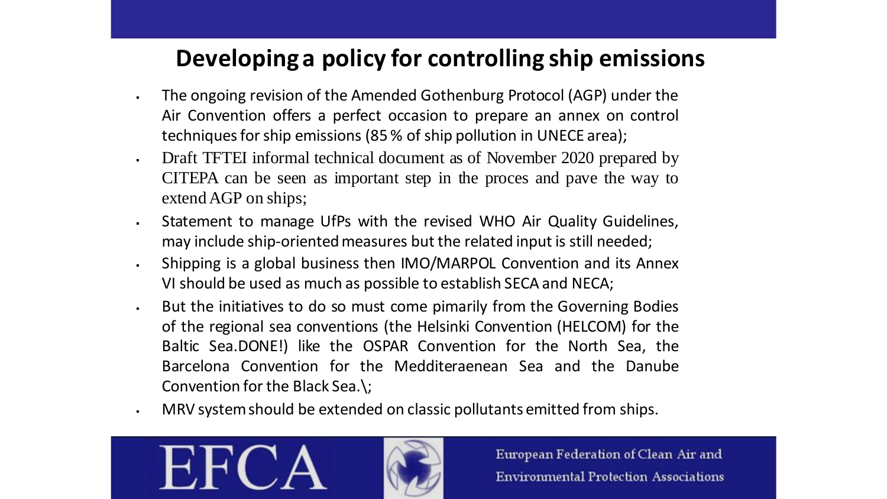# Developing a policy for controlling ship emissions

- The ongoing revision of the Amended Gothenburg Protocol (AGP) under the Air Convention offers a perfect occasion to prepare an annex on control techniques for ship emissions (85 % of ship pollution in UNECE area);
- Draft TFTEI informal technical document as of November 2020 prepared by CITEPA can be seen as important step in the proces and pave the way to extend AGP on ships;
- Statement to manage UfPs with the revised WHO Air Quality Guidelines, may include ship-oriented measures but the related input is still needed;
- Shipping is a global business then IMO/MARPOL Convention and its Annex VI should be used as much as possible to establish SECA and NECA;
- But the initiatives to do so must come pimarily from the Governing Bodies of the regional sea conventions (the Helsinki Convention (HELCOM) for the Baltic Sea.DONE!) like the OSPAR Convention for the North Sea, the Barcelona Convention for the Medditeraenean Sea and the Danube Convention for the Black Sea.\;
- MRV system should be extended on classic pollutants emitted from ships.

EFCA

European Federation of Clean Air and Environmental Protection Associations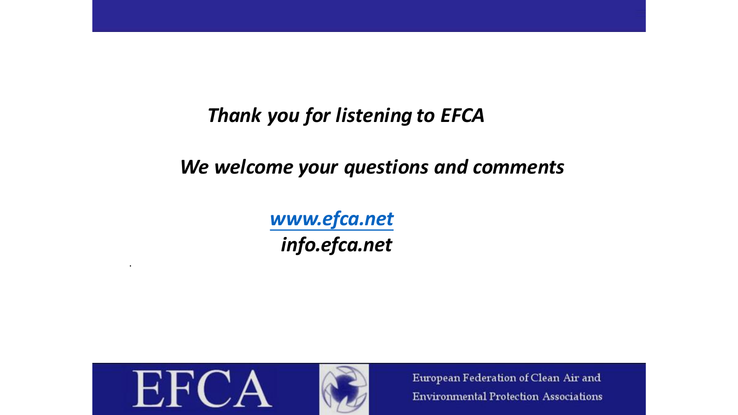*Thank you for listening to EFCA*

*We welcome your questions and comments*

*www.efca.net*
*info.efca.net*

EFCA

European Federation of Clean Air and Environmental Protection Associations